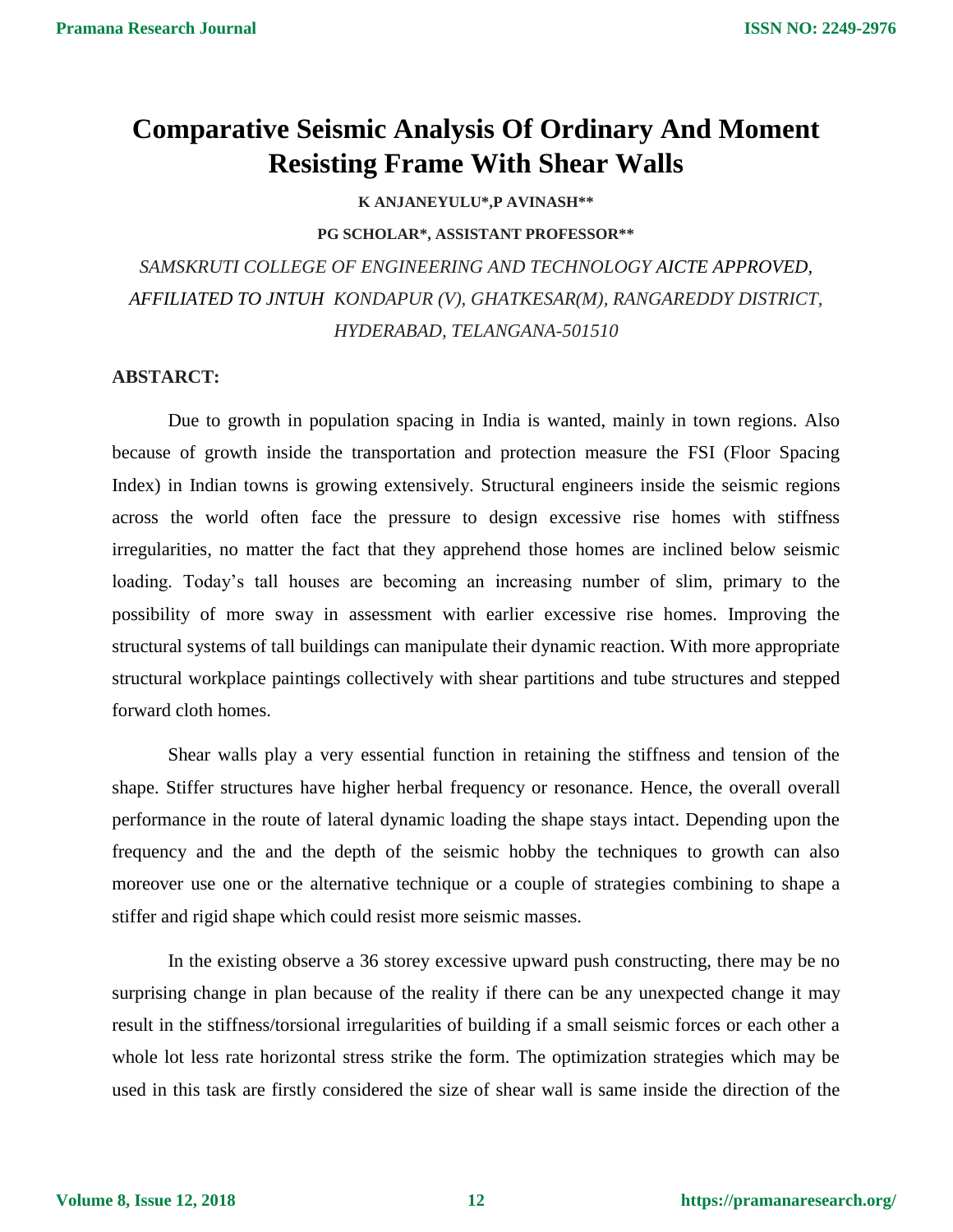# Comparative Seismic Analysis Of Ordinary And Moment Resisting Frame With Shear Walls

**K ANJANEYULU\*,P AVINASH\*\***

**PG SCHOLAR\*, ASSISTANT PROFESSOR\*\***

*SAMSKRUTI COLLEGE OF ENGINEERING AND TECHNOLOGY AICTE APPROVED, AFFILIATED TO JNTUH KONDAPUR (V), GHATKESAR(M), RANGAREDDY DISTRICT, HYDERABAD, TELANGANA-501510*

## ABSTARCT:

Due to growth in population spacing in India is wanted, mainly in town regions. Also because of growth inside the transportation and protection measure the FSI (Floor Spacing Index) in Indian towns is growing extensively. Structural engineers inside the seismic regions across the world often face the pressure to design excessive rise homes with stiffness irregularities, no matter the fact that they apprehend those homes are inclined below seismic loading. Today's tall houses are becoming an increasing number of slim, primary to the possibility of more sway in assessment with earlier excessive rise homes. Improving the structural systems of tall buildings can manipulate their dynamic reaction. With more appropriate structural workplace paintings collectively with shear partitions and tube structures and stepped forward cloth homes.

Shear walls play a very essential function in retaining the stiffness and tension of the shape. Stiffer structures have higher herbal frequency or resonance. Hence, the overall overall performance in the route of lateral dynamic loading the shape stays intact. Depending upon the frequency and the and the depth of the seismic hobby the techniques to growth can also moreover use one or the alternative technique or a couple of strategies combining to shape a stiffer and rigid shape which could resist more seismic masses.

In the existing observe a 36 storey excessive upward push constructing, there may be no surprising change in plan because of the reality if there can be any unexpected change it may result in the stiffness/torsional irregularities of building if a small seismic forces or each other a whole lot less rate horizontal stress strike the form. The optimization strategies which may be used in this task are firstly considered the size of shear wall is same inside the direction of the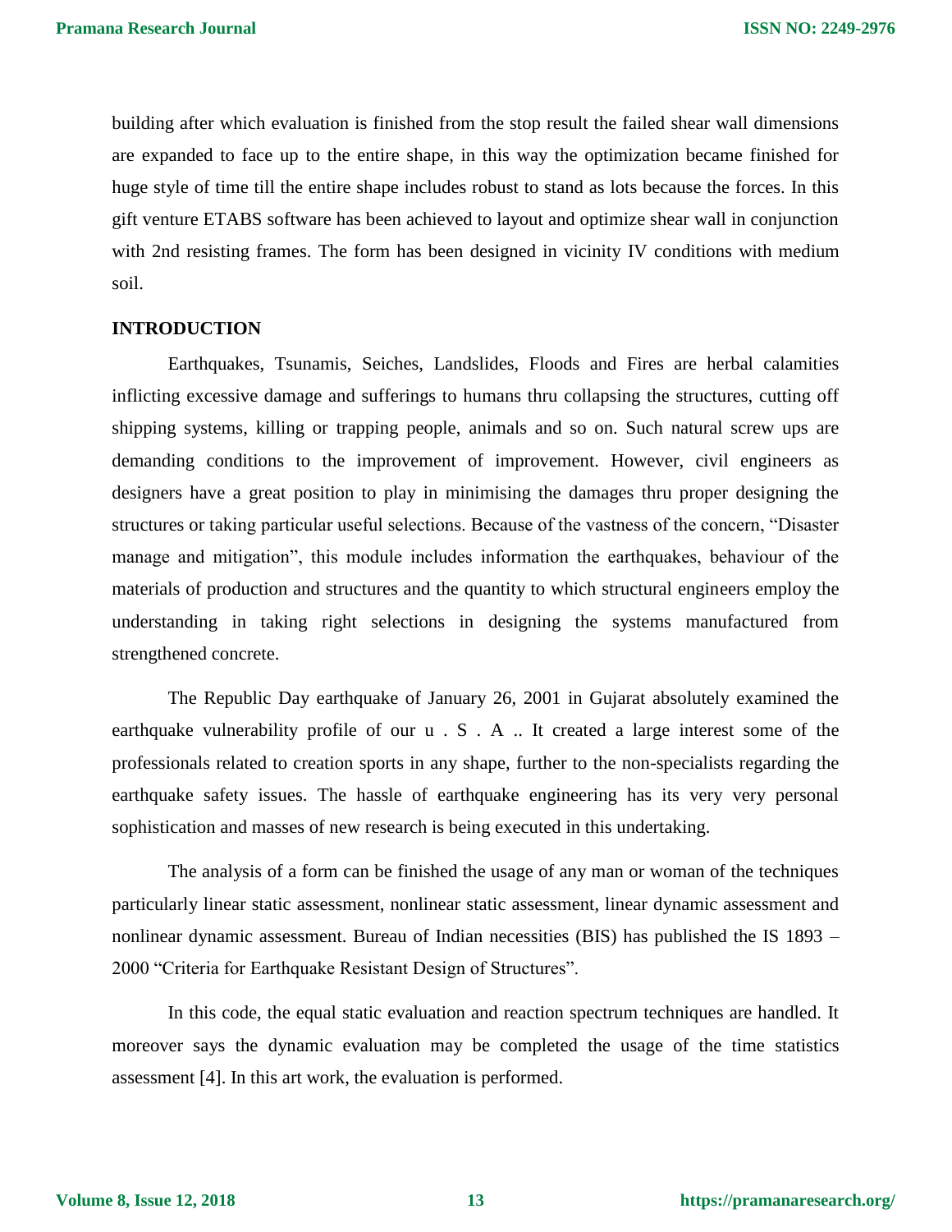building after which evaluation is finished from the stop result the failed shear wall dimensions are expanded to face up to the entire shape, in this way the optimization became finished for huge style of time till the entire shape includes robust to stand as lots because the forces. In this gift venture ETABS software has been achieved to layout and optimize shear wall in conjunction with 2nd resisting frames. The form has been designed in vicinity IV conditions with medium soil.

## INTRODUCTION

Earthquakes, Tsunamis, Seiches, Landslides, Floods and Fires are herbal calamities inflicting excessive damage and sufferings to humans thru collapsing the structures, cutting off shipping systems, killing or trapping people, animals and so on. Such natural screw ups are demanding conditions to the improvement of improvement. However, civil engineers as designers have a great position to play in minimising the damages thru proper designing the structures or taking particular useful selections. Because of the vastness of the concern, "Disaster manage and mitigation", this module includes information the earthquakes, behaviour of the materials of production and structures and the quantity to which structural engineers employ the understanding in taking right selections in designing the systems manufactured from strengthened concrete.

The Republic Day earthquake of January 26, 2001 in Gujarat absolutely examined the earthquake vulnerability profile of our u . S . A .. It created a large interest some of the professionals related to creation sports in any shape, further to the non-specialists regarding the earthquake safety issues. The hassle of earthquake engineering has its very very personal sophistication and masses of new research is being executed in this undertaking.

The analysis of a form can be finished the usage of any man or woman of the techniques particularly linear static assessment, nonlinear static assessment, linear dynamic assessment and nonlinear dynamic assessment. Bureau of Indian necessities (BIS) has published the IS 1893 – 2000 "Criteria for Earthquake Resistant Design of Structures".

In this code, the equal static evaluation and reaction spectrum techniques are handled. It moreover says the dynamic evaluation may be completed the usage of the time statistics assessment [4]. In this art work, the evaluation is performed.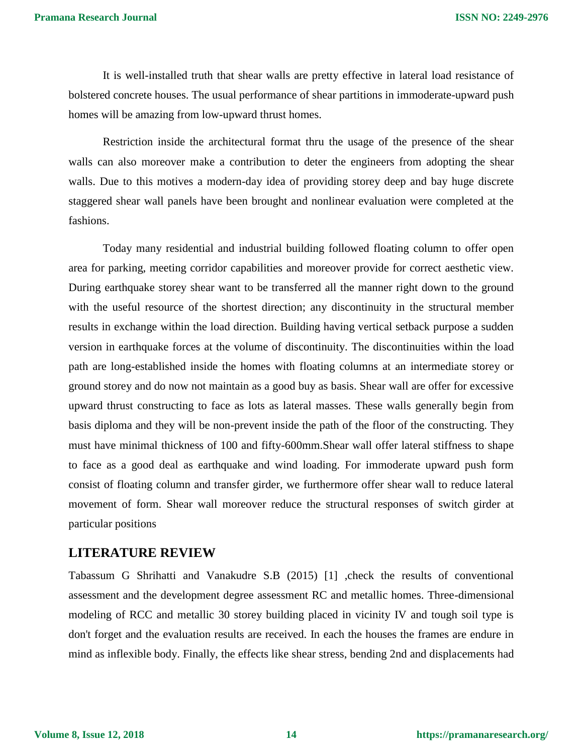It is well-installed truth that shear walls are pretty effective in lateral load resistance of bolstered concrete houses. The usual performance of shear partitions in immoderate-upward push homes will be amazing from low-upward thrust homes.

Restriction inside the architectural format thru the usage of the presence of the shear walls can also moreover make a contribution to deter the engineers from adopting the shear walls. Due to this motives a modern-day idea of providing storey deep and bay huge discrete staggered shear wall panels have been brought and nonlinear evaluation were completed at the fashions.

Today many residential and industrial building followed floating column to offer open area for parking, meeting corridor capabilities and moreover provide for corrrect aesthetic view. During earthquake storey shear want to be transferred all the manner right down to the ground with the useful resource of the shortest direction; any discontinuity in the structural member results in exchange within the load direction. Building having vertical setback purpose a sudden version in earthquake forces at the volume of discontinuity. The discontinuities within the load path are long-established inside the homes with floating columns at an intermediate storey or ground storey and do now not maintain as a good buy as basis. Shear wall are offer for excessive upward thrust constructing to face as lots as lateral masses. These walls generally begin from basis diploma and they will be non-prevent inside the path of the floor of the constructing. They must have minimal thickness of 100 and fifty-600mm.Shear wall offer lateral stiffness to shape to face as a good deal as earthquake and wind loading. For immoderate upward push form consist of floating column and transfer girder, we furthermore offer shear wall to reduce lateral movement of form. Shear wall moreover reduce the structural responses of switch girder at particular positions

## LITERATURE REVIEW

Tabassum G Shrihatti and Vanakudre S.B (2015) [1] ,check the results of conventional assessment and the development degree assessment RC and metallic homes. Three-dimensional modeling of RCC and metallic 30 storey building placed in vicinity IV and tough soil type is don't forget and the evaluation results are received. In each the houses the frames are endure in mind as inflexible body. Finally, the effects like shear stress, bending 2nd and displacements had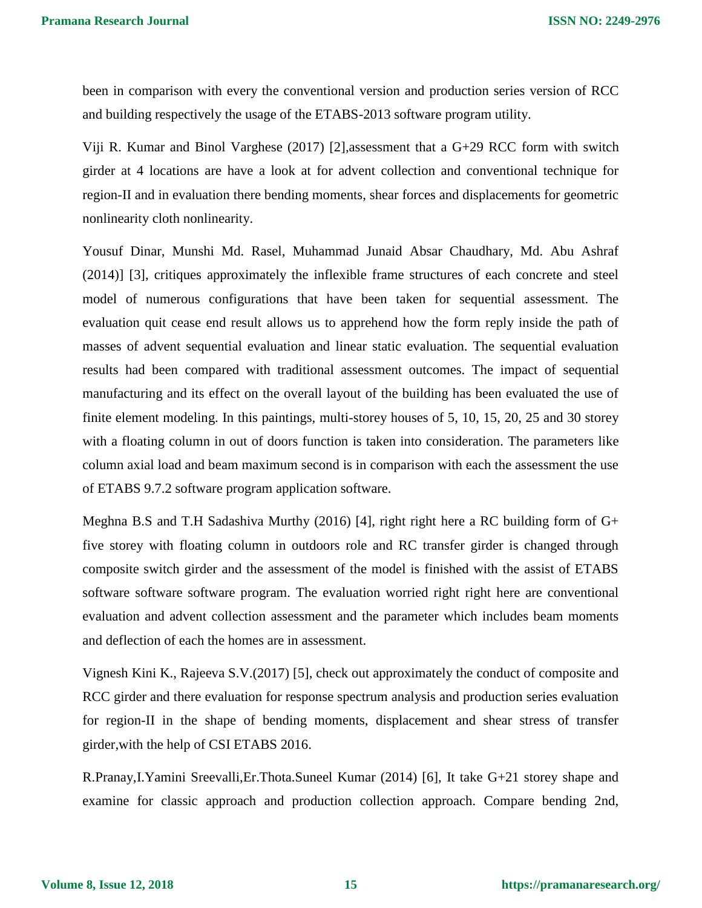been in comparison with every the conventional version and production series version of RCC and building respectively the usage of the ETABS-2013 software program utility.

Viji R. Kumar and Binol Varghese (2017) [2],assessment that a G+29 RCC form with switch girder at 4 locations are have a look at for advent collection and conventional technique for region-II and in evaluation there bending moments, shear forces and displacements for geometric nonlinearity cloth nonlinearity.

Yousuf Dinar, Munshi Md. Rasel, Muhammad Junaid Absar Chaudhary, Md. Abu Ashraf (2014)] [3], critiques approximately the inflexible frame structures of each concrete and steel model of numerous configurations that have been taken for sequential assessment. The evaluation quit cease end result allows us to apprehend how the form reply inside the path of masses of advent sequential evaluation and linear static evaluation. The sequential evaluation results had been compared with traditional assessment outcomes. The impact of sequential manufacturing and its effect on the overall layout of the building has been evaluated the use of finite element modeling. In this paintings, multi-storey houses of 5, 10, 15, 20, 25 and 30 storey with a floating column in out of doors function is taken into consideration. The parameters like column axial load and beam maximum second is in comparison with each the assessment the use of ETABS 9.7.2 software program application software.

Meghna B.S and T.H Sadashiva Murthy (2016) [4], right right here a RC building form of G+ five storey with floating column in outdoors role and RC transfer girder is changed through composite switch girder and the assessment of the model is finished with the assist of ETABS software software software program. The evaluation worried right right here are conventional evaluation and advent collection assessment and the parameter which includes beam moments and deflection of each the homes are in assessment.

Vignesh Kini K., Rajeeva S.V.(2017) [5], check out approximately the conduct of composite and RCC girder and there evaluation for response spectrum analysis and production series evaluation for region-II in the shape of bending moments, displacement and shear stress of transfer girder,with the help of CSI ETABS 2016.

R.Pranay,I.Yamini Sreevalli,Er.Thota.Suneel Kumar (2014) [6], It take G+21 storey shape and examine for classic approach and production collection approach. Compare bending 2nd,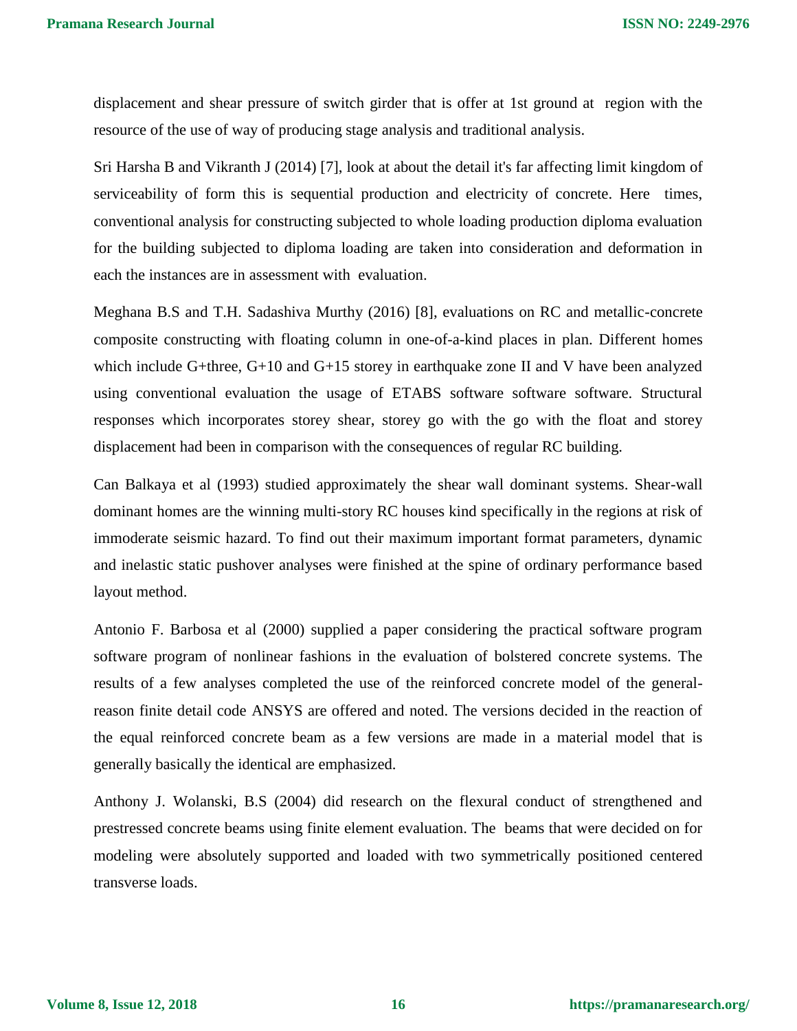displacement and shear pressure of switch girder that is offer at 1st ground at region with the resource of the use of way of producing stage analysis and traditional analysis.

Sri Harsha B and Vikranth J (2014) [7], look at about the detail it's far affecting limit kingdom of serviceability of form this is sequential production and electricity of concrete. Here times, conventional analysis for constructing subjected to whole loading production diploma evaluation for the building subjected to diploma loading are taken into consideration and deformation in each the instances are in assessment with evaluation.

Meghana B.S and T.H. Sadashiva Murthy (2016) [8], evaluations on RC and metallic-concrete composite constructing with floating column in one-of-a-kind places in plan. Different homes which include G+three, G+10 and G+15 storey in earthquake zone II and V have been analyzed using conventional evaluation the usage of ETABS software software software. Structural responses which incorporates storey shear, storey go with the go with the float and storey displacement had been in comparison with the consequences of regular RC building.

Can Balkaya et al (1993) studied approximately the shear wall dominant systems. Shear-wall dominant homes are the winning multi-story RC houses kind specifically in the regions at risk of immoderate seismic hazard. To find out their maximum important format parameters, dynamic and inelastic static pushover analyses were finished at the spine of ordinary performance based layout method.

Antonio F. Barbosa et al (2000) supplied a paper considering the practical software program software program of nonlinear fashions in the evaluation of bolstered concrete systems. The results of a few analyses completed the use of the reinforced concrete model of the general-reason finite detail code ANSYS are offered and noted. The versions decided in the reaction of the equal reinforced concrete beam as a few versions are made in a material model that is generally basically the identical are emphasized.

Anthony J. Wolanski, B.S (2004) did research on the flexural conduct of strengthened and prestressed concrete beams using finite element evaluation. The beams that were decided on for modeling were absolutely supported and loaded with two symmetrically positioned centered transverse loads.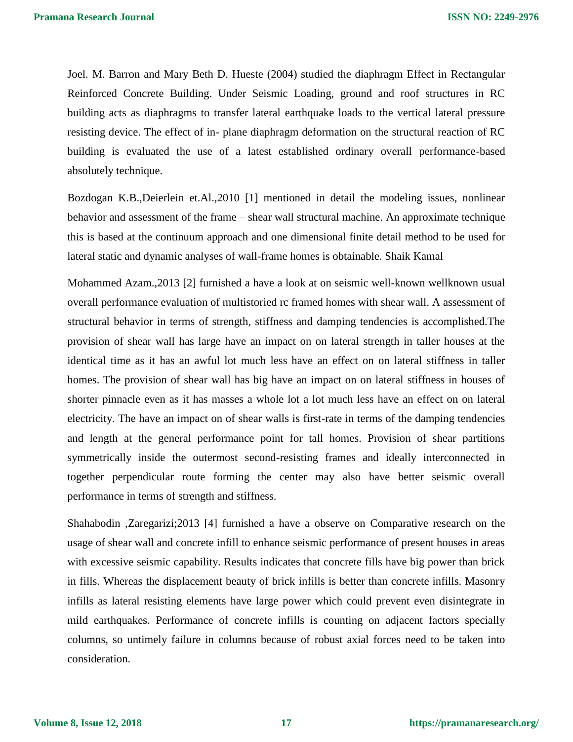Joel. M. Barron and Mary Beth D. Hueste (2004) studied the diaphragm Effect in Rectangular Reinforced Concrete Building. Under Seismic Loading, ground and roof structures in RC building acts as diaphragms to transfer lateral earthquake loads to the vertical lateral pressure resisting device. The effect of in- plane diaphragm deformation on the structural reaction of RC building is evaluated the use of a latest established ordinary overall performance-based absolutely technique.

Bozdogan K.B.,Deierlein et.Al.,2010 [1] mentioned in detail the modeling issues, nonlinear behavior and assessment of the frame – shear wall structural machine. An approximate technique this is based at the continuum approach and one dimensional finite detail method to be used for lateral static and dynamic analyses of wall-frame homes is obtainable. Shaik Kamal

Mohammed Azam.,2013 [2] furnished a have a look at on seismic well-known wellknown usual overall performance evaluation of multistoried rc framed homes with shear wall. A assessment of structural behavior in terms of strength, stiffness and damping tendencies is accomplished.The provision of shear wall has large have an impact on on lateral strength in taller houses at the identical time as it has an awful lot much less have an effect on on lateral stiffness in taller homes. The provision of shear wall has big have an impact on on lateral stiffness in houses of shorter pinnacle even as it has masses a whole lot a lot much less have an effect on on lateral electricity. The have an impact on of shear walls is first-rate in terms of the damping tendencies and length at the general performance point for tall homes. Provision of shear partitions symmetrically inside the outermost second-resisting frames and ideally interconnected in together perpendicular route forming the center may also have better seismic overall performance in terms of strength and stiffness.

Shahabodin ,Zaregarizi;2013 [4] furnished a have a observe on Comparative research on the usage of shear wall and concrete infill to enhance seismic performance of present houses in areas with excessive seismic capability. Results indicates that concrete fills have big power than brick in fills. Whereas the displacement beauty of brick infills is better than concrete infills. Masonry infills as lateral resisting elements have large power which could prevent even disintegrate in mild earthquakes. Performance of concrete infills is counting on adjacent factors specially columns, so untimely failure in columns because of robust axial forces need to be taken into consideration.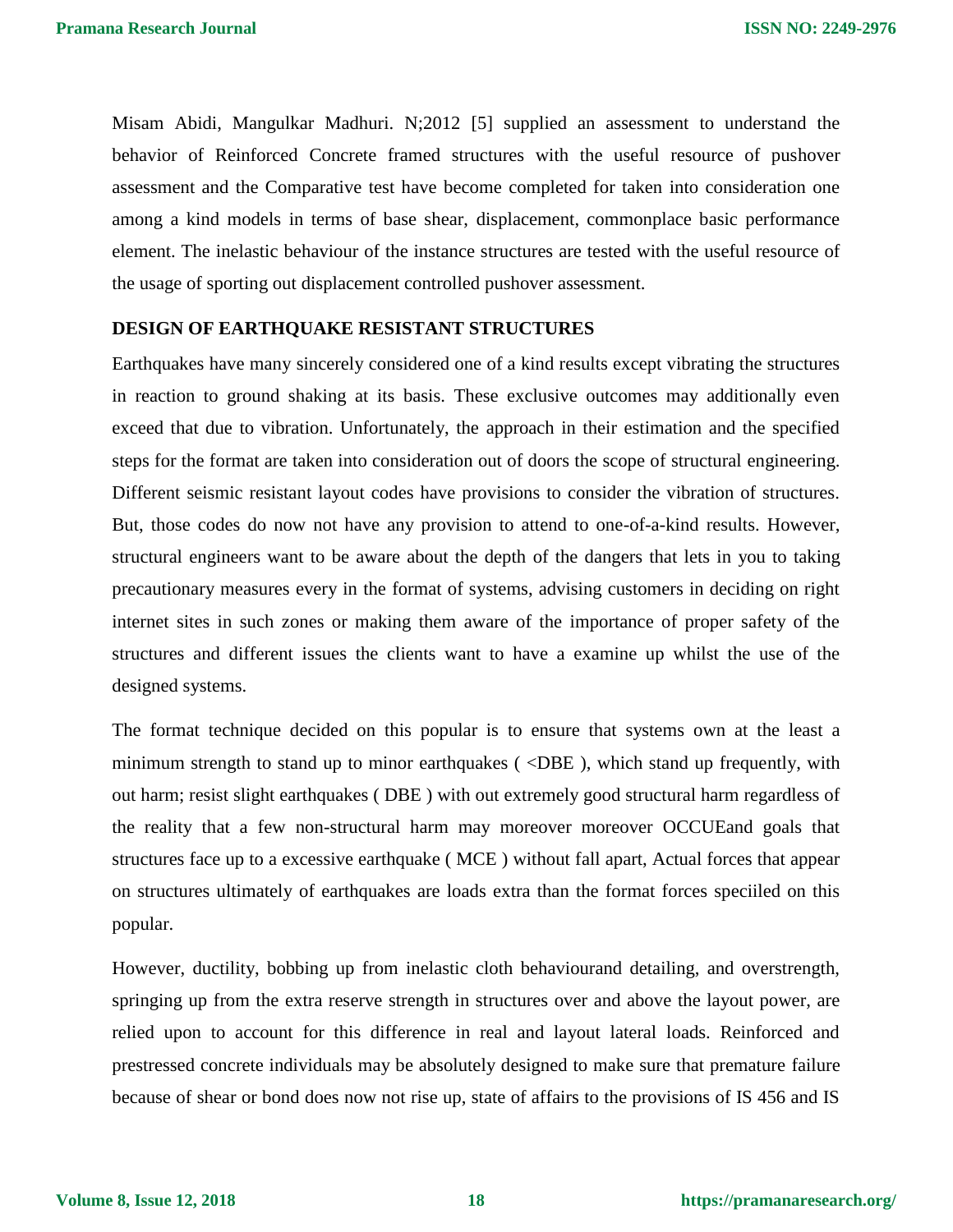Misam Abidi, Mangulkar Madhuri. N;2012 [5] supplied an assessment to understand the behavior of Reinforced Concrete framed structures with the useful resource of pushover assessment and the Comparative test have become completed for taken into consideration one among a kind models in terms of base shear, displacement, commonplace basic performance element. The inelastic behaviour of the instance structures are tested with the useful resource of the usage of sporting out displacement controlled pushover assessment.

## DESIGN OF EARTHQUAKE RESISTANT STRUCTURES

Earthquakes have many sincerely considered one of a kind results except vibrating the structures in reaction to ground shaking at its basis. These exclusive outcomes may additionally even exceed that due to vibration. Unfortunately, the approach in their estimation and the specified steps for the format are taken into consideration out of doors the scope of structural engineering. Different seismic resistant layout codes have provisions to consider the vibration of structures. But, those codes do now not have any provision to attend to one-of-a-kind results. However, structural engineers want to be aware about the depth of the dangers that lets in you to taking precautionary measures every in the format of systems, advising customers in deciding on right internet sites in such zones or making them aware of the importance of proper safety of the structures and different issues the clients want to have a examine up whilst the use of the designed systems.

The format technique decided on this popular is to ensure that systems own at the least a minimum strength to stand up to minor earthquakes ( <DBE ), which stand up frequently, with out harm; resist slight earthquakes ( DBE ) with out extremely good structural harm regardless of the reality that a few non-structural harm may moreover moreover OCCUEand goals that structures face up to a excessive earthquake ( MCE ) without fall apart, Actual forces that appear on structures ultimately of earthquakes are loads extra than the format forces speciiled on this popular.

However, ductility, bobbing up from inelastic cloth behaviourand detailing, and overstrength, springing up from the extra reserve strength in structures over and above the layout power, are relied upon to account for this difference in real and layout lateral loads. Reinforced and prestressed concrete individuals may be absolutely designed to make sure that premature failure because of shear or bond does now not rise up, state of affairs to the provisions of IS 456 and IS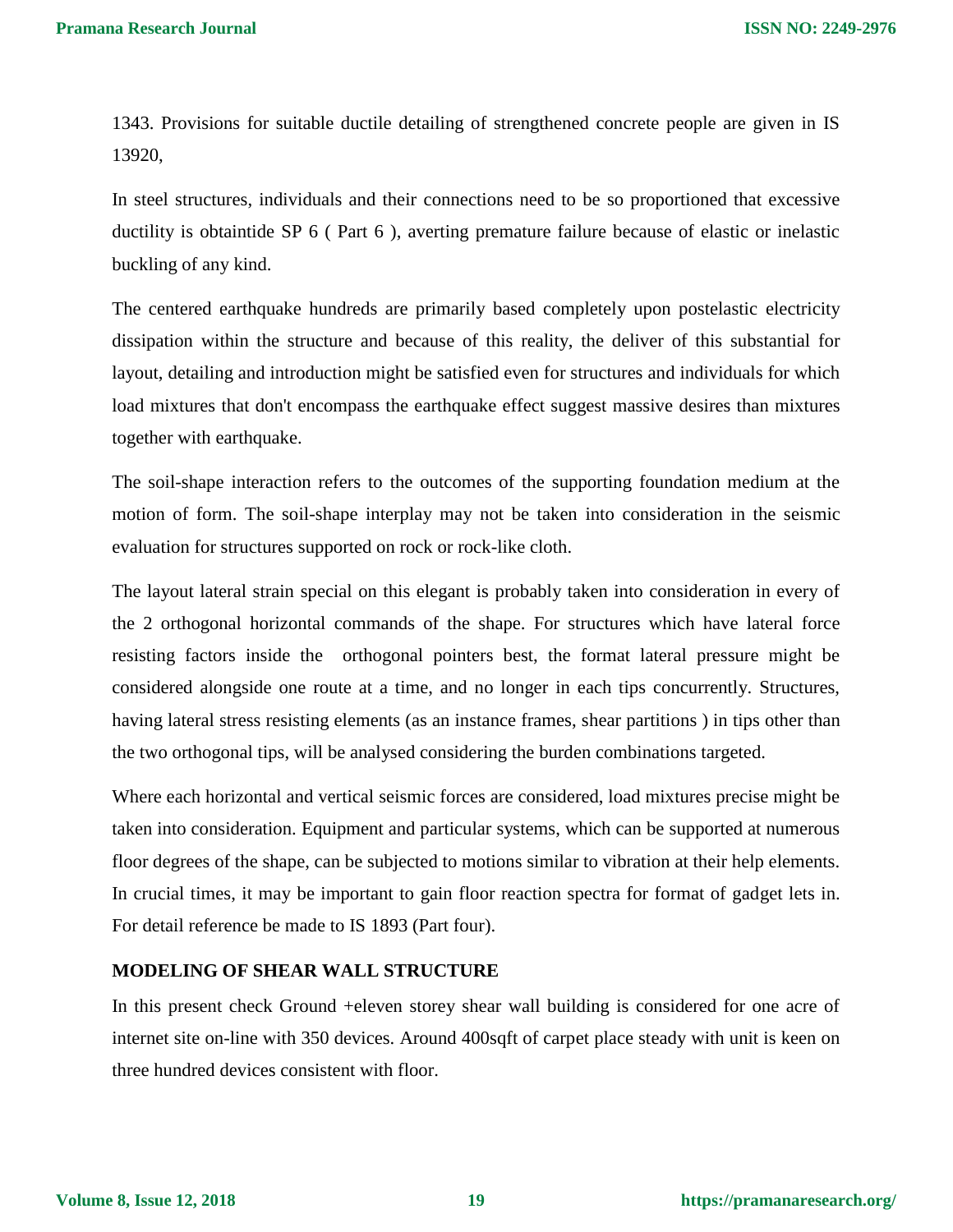1343. Provisions for suitable ductile detailing of strengthened concrete people are given in IS 13920,

In steel structures, individuals and their connections need to be so proportioned that excessive ductility is obtaintide SP 6 ( Part 6 ), averting premature failure because of elastic or inelastic buckling of any kind.

The centered earthquake hundreds are primarily based completely upon postelastic electricity dissipation within the structure and because of this reality, the deliver of this substantial for layout, detailing and introduction might be satisfied even for structures and individuals for which load mixtures that don't encompass the earthquake effect suggest massive desires than mixtures together with earthquake.

The soil-shape interaction refers to the outcomes of the supporting foundation medium at the motion of form. The soil-shape interplay may not be taken into consideration in the seismic evaluation for structures supported on rock or rock-like cloth.

The layout lateral strain special on this elegant is probably taken into consideration in every of the 2 orthogonal horizontal commands of the shape. For structures which have lateral force resisting factors inside the orthogonal pointers best, the format lateral pressure might be considered alongside one route at a time, and no longer in each tips concurrently. Structures, having lateral stress resisting elements (as an instance frames, shear partitions ) in tips other than the two orthogonal tips, will be analysed considering the burden combinations targeted.

Where each horizontal and vertical seismic forces are considered, load mixtures precise might be taken into consideration. Equipment and particular systems, which can be supported at numerous floor degrees of the shape, can be subjected to motions similar to vibration at their help elements. In crucial times, it may be important to gain floor reaction spectra for format of gadget lets in. For detail reference be made to IS 1893 (Part four).

## MODELING OF SHEAR WALL STRUCTURE

In this present check Ground +eleven storey shear wall building is considered for one acre of internet site on-line with 350 devices. Around 400sqft of carpet place steady with unit is keen on three hundred devices consistent with floor.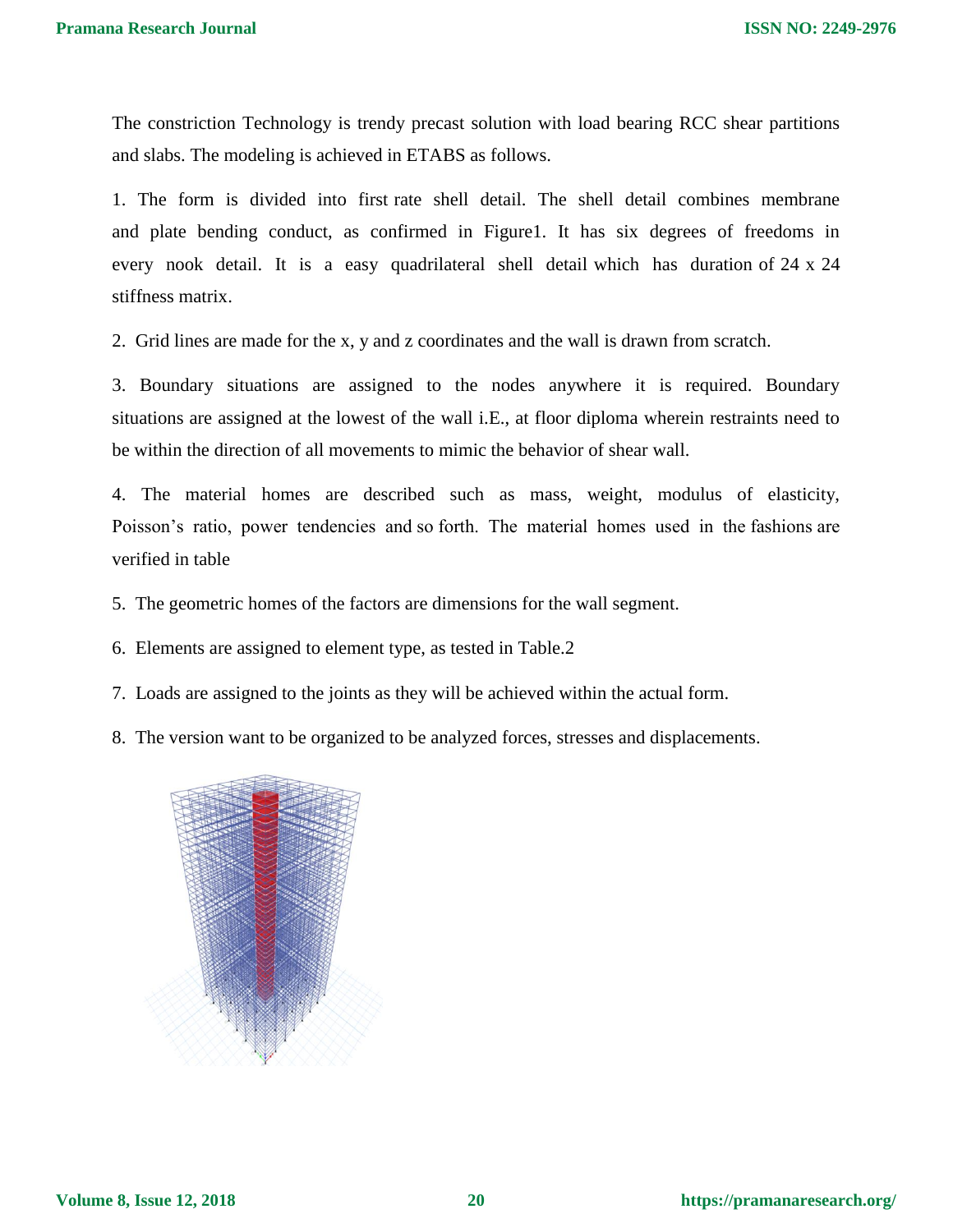The constriction Technology is trendy precast solution with load bearing RCC shear partitions and slabs. The modeling is achieved in ETABS as follows.

1. The form is divided into first rate shell detail. The shell detail combines membrane and plate bending conduct, as confirmed in Figure1. It has six degrees of freedoms in every nook detail. It is a easy quadrilateral shell detail which has duration of 24 x 24 stiffness matrix.

2. Grid lines are made for the x, y and z coordinates and the wall is drawn from scratch.

3. Boundary situations are assigned to the nodes anywhere it is required. Boundary situations are assigned at the lowest of the wall i.E., at floor diploma wherein restraints need to be within the direction of all movements to mimic the behavior of shear wall.

4. The material homes are described such as mass, weight, modulus of elasticity, Poisson's ratio, power tendencies and so forth. The material homes used in the fashions are verified in table

5. The geometric homes of the factors are dimensions for the wall segment.

6. Elements are assigned to element type, as tested in Table.2

7. Loads are assigned to the joints as they will be achieved within the actual form.

8. The version want to be organized to be analyzed forces, stresses and displacements.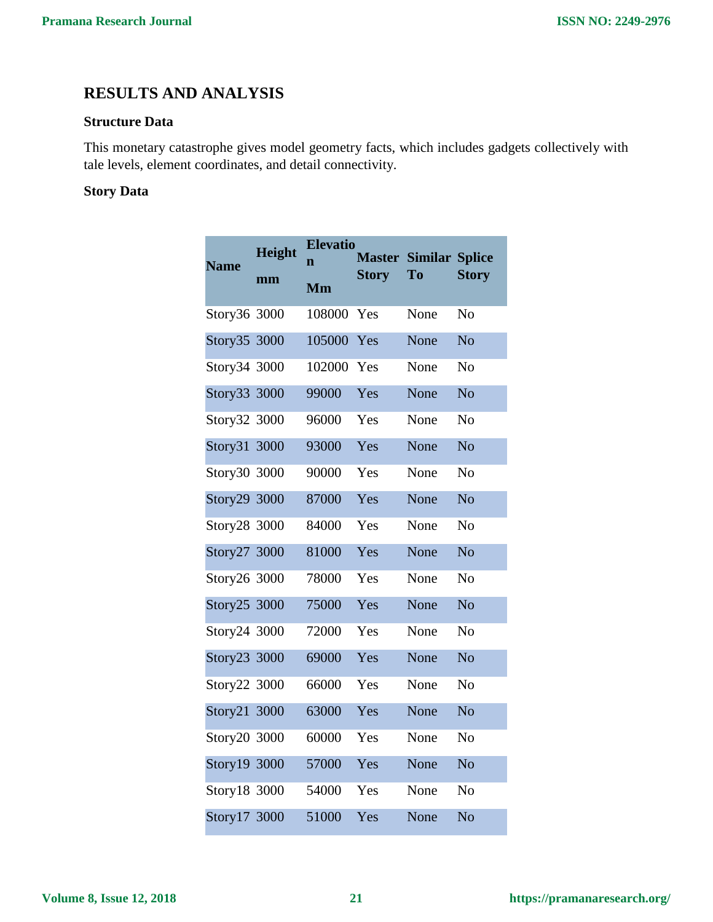## RESULTS AND ANALYSIS

### Structure Data

This monetary catastrophe gives model geometry facts, which includes gadgets collectively with tale levels, element coordinates, and detail connectivity.

### Story Data

| Name | Height mm | Elevation Mm | Master Story | Similar To | Splice Story |
|---|---|---|---|---|---|
| Story36 | 3000 | 108000 | Yes | None | No |
| Story35 | 3000 | 105000 | Yes | None | No |
| Story34 | 3000 | 102000 | Yes | None | No |
| Story33 | 3000 | 99000 | Yes | None | No |
| Story32 | 3000 | 96000 | Yes | None | No |
| Story31 | 3000 | 93000 | Yes | None | No |
| Story30 | 3000 | 90000 | Yes | None | No |
| Story29 | 3000 | 87000 | Yes | None | No |
| Story28 | 3000 | 84000 | Yes | None | No |
| Story27 | 3000 | 81000 | Yes | None | No |
| Story26 | 3000 | 78000 | Yes | None | No |
| Story25 | 3000 | 75000 | Yes | None | No |
| Story24 | 3000 | 72000 | Yes | None | No |
| Story23 | 3000 | 69000 | Yes | None | No |
| Story22 | 3000 | 66000 | Yes | None | No |
| Story21 | 3000 | 63000 | Yes | None | No |
| Story20 | 3000 | 60000 | Yes | None | No |
| Story19 | 3000 | 57000 | Yes | None | No |
| Story18 | 3000 | 54000 | Yes | None | No |
| Story17 | 3000 | 51000 | Yes | None | No |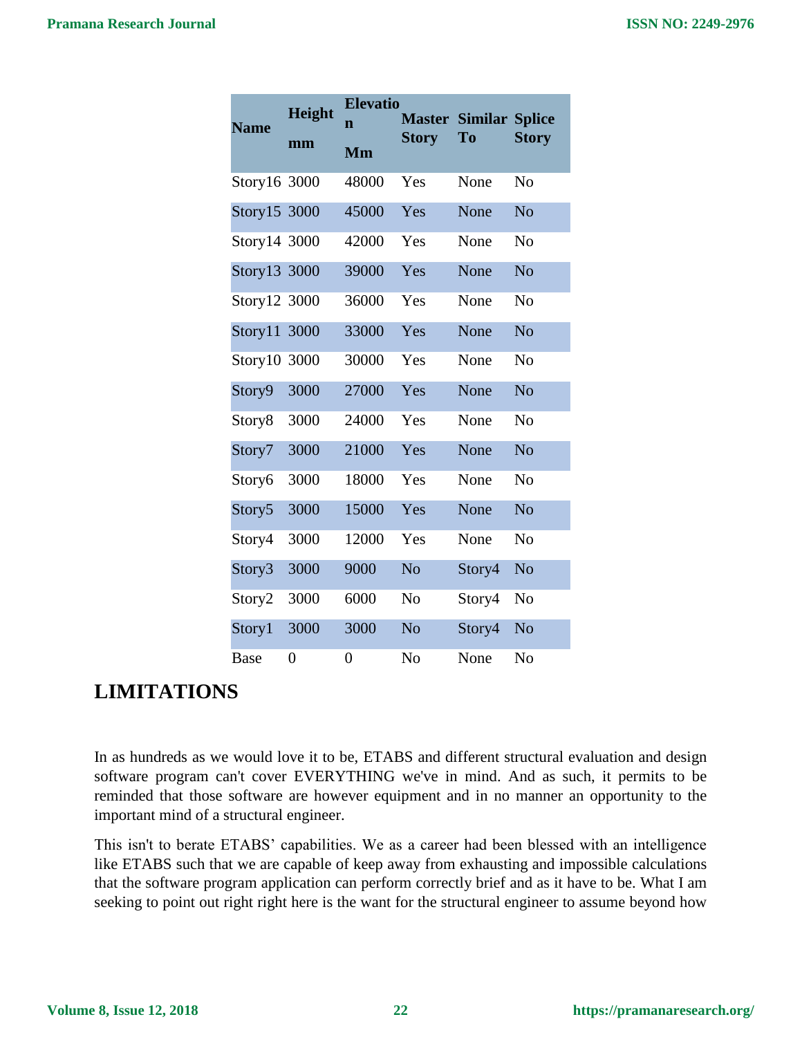| Name | Height mm | Elevation Mm | Master Story | Similar To | Splice Story |
|---|---|---|---|---|---|
| Story16 | 3000 | 48000 | Yes | None | No |
| Story15 | 3000 | 45000 | Yes | None | No |
| Story14 | 3000 | 42000 | Yes | None | No |
| Story13 | 3000 | 39000 | Yes | None | No |
| Story12 | 3000 | 36000 | Yes | None | No |
| Story11 | 3000 | 33000 | Yes | None | No |
| Story10 | 3000 | 30000 | Yes | None | No |
| Story9 | 3000 | 27000 | Yes | None | No |
| Story8 | 3000 | 24000 | Yes | None | No |
| Story7 | 3000 | 21000 | Yes | None | No |
| Story6 | 3000 | 18000 | Yes | None | No |
| Story5 | 3000 | 15000 | Yes | None | No |
| Story4 | 3000 | 12000 | Yes | None | No |
| Story3 | 3000 | 9000 | No | Story4 | No |
| Story2 | 3000 | 6000 | No | Story4 | No |
| Story1 | 3000 | 3000 | No | Story4 | No |
| Base | 0 | 0 | No | None | No |

# LIMITATIONS

In as hundreds as we would love it to be, ETABS and different structural evaluation and design software program can't cover EVERYTHING we've in mind. And as such, it permits to be reminded that those software are however equipment and in no manner an opportunity to the important mind of a structural engineer.

This isn't to berate ETABS' capabilities. We as a career had been blessed with an intelligence like ETABS such that we are capable of keep away from exhausting and impossible calculations that the software program application can perform correctly brief and as it have to be. What I am seeking to point out right right here is the want for the structural engineer to assume beyond how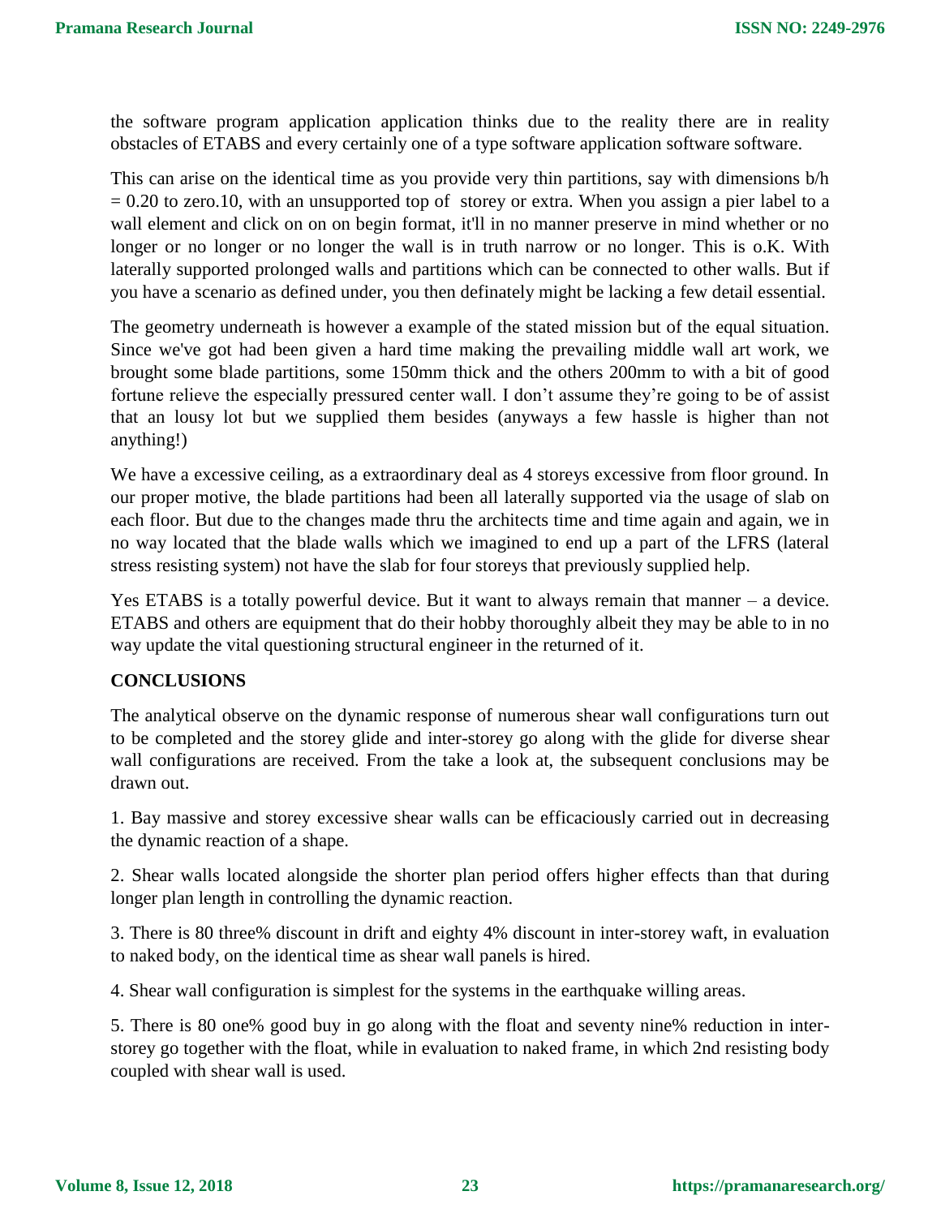the software program application application thinks due to the reality there are in reality obstacles of ETABS and every certainly one of a type software application software software.

This can arise on the identical time as you provide very thin partitions, say with dimensions b/h = 0.20 to zero.10, with an unsupported top of  storey or extra. When you assign a pier label to a wall element and click on on on begin format, it'll in no manner preserve in mind whether or no longer or no longer or no longer the wall is in truth narrow or no longer. This is o.K. With laterally supported prolonged walls and partitions which can be connected to other walls. But if you have a scenario as defined under, you then definately might be lacking a few detail essential.

The geometry underneath is however a example of the stated mission but of the equal situation. Since we've got had been given a hard time making the prevailing middle wall art work, we brought some blade partitions, some 150mm thick and the others 200mm to with a bit of good fortune relieve the especially pressured center wall. I don't assume they're going to be of assist that an lousy lot but we supplied them besides (anyways a few hassle is higher than not anything!)

We have a excessive ceiling, as a extraordinary deal as 4 storeys excessive from floor ground. In our proper motive, the blade partitions had been all laterally supported via the usage of slab on each floor. But due to the changes made thru the architects time and time again and again, we in no way located that the blade walls which we imagined to end up a part of the LFRS (lateral stress resisting system) not have the slab for four storeys that previously supplied help.

Yes ETABS is a totally powerful device. But it want to always remain that manner – a device. ETABS and others are equipment that do their hobby thoroughly albeit they may be able to in no way update the vital questioning structural engineer in the returned of it.

## CONCLUSIONS

The analytical observe on the dynamic response of numerous shear wall configurations turn out to be completed and the storey glide and inter-storey go along with the glide for diverse shear wall configurations are received. From the take a look at, the subsequent conclusions may be drawn out.

1. Bay massive and storey excessive shear walls can be efficaciously carried out in decreasing the dynamic reaction of a shape.

2. Shear walls located alongside the shorter plan period offers higher effects than that during longer plan length in controlling the dynamic reaction.

3. There is 80 three% discount in drift and eighty 4% discount in inter-storey waft, in evaluation to naked body, on the identical time as shear wall panels is hired.

4. Shear wall configuration is simplest for the systems in the earthquake willing areas.

5. There is 80 one% good buy in go along with the float and seventy nine% reduction in inter-storey go together with the float, while in evaluation to naked frame, in which 2nd resisting body coupled with shear wall is used.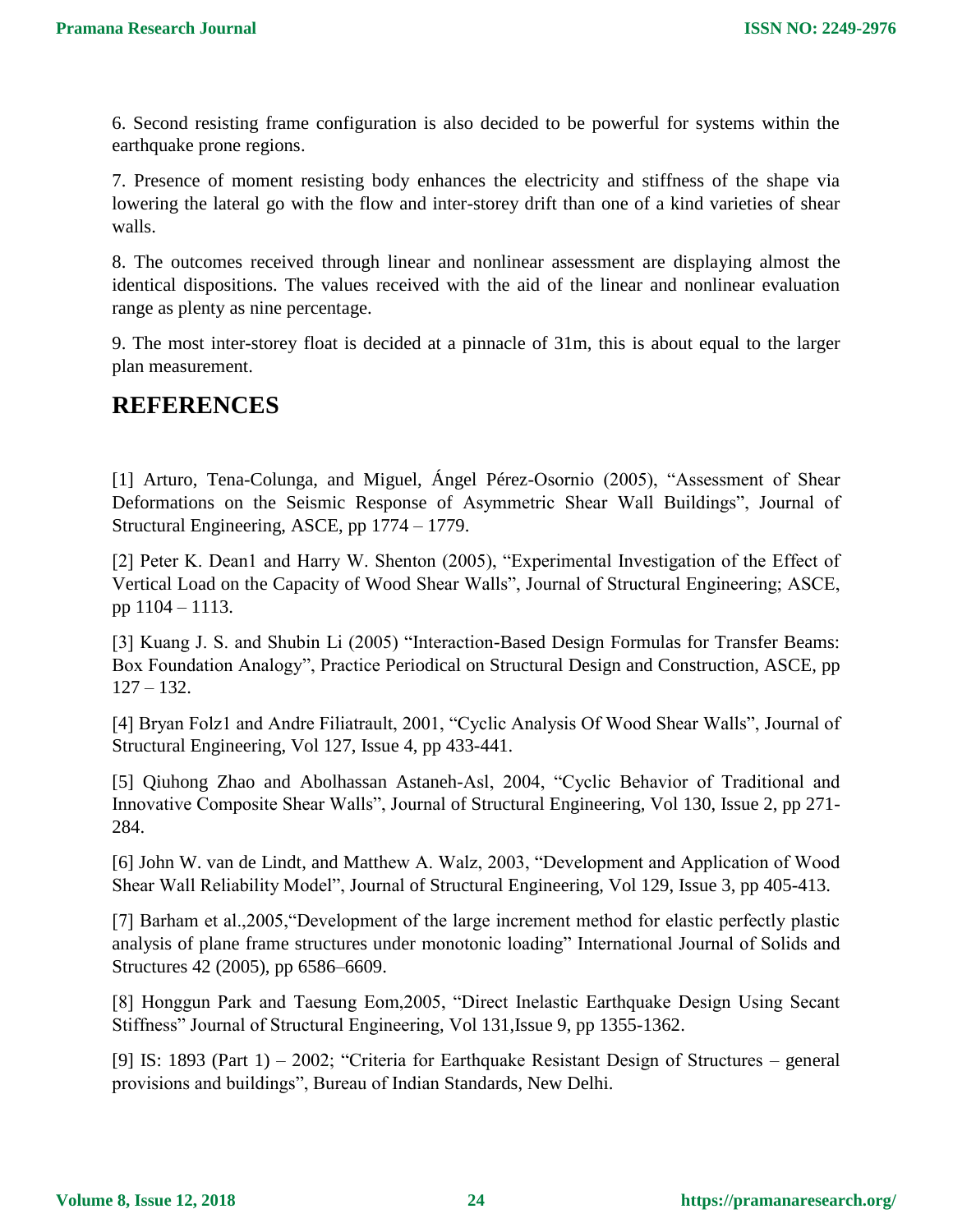6. Second resisting frame configuration is also decided to be powerful for systems within the earthquake prone regions.

7. Presence of moment resisting body enhances the electricity and stiffness of the shape via lowering the lateral go with the flow and inter-storey drift than one of a kind varieties of shear walls.

8. The outcomes received through linear and nonlinear assessment are displaying almost the identical dispositions. The values received with the aid of the linear and nonlinear evaluation range as plenty as nine percentage.

9. The most inter-storey float is decided at a pinnacle of 31m, this is about equal to the larger plan measurement.

## REFERENCES

[1] Arturo, Tena-Colunga, and Miguel, Ángel Pérez-Osornio (2005), "Assessment of Shear Deformations on the Seismic Response of Asymmetric Shear Wall Buildings", Journal of Structural Engineering, ASCE, pp 1774 – 1779.

[2] Peter K. Dean1 and Harry W. Shenton (2005), "Experimental Investigation of the Effect of Vertical Load on the Capacity of Wood Shear Walls", Journal of Structural Engineering; ASCE, pp 1104 – 1113.

[3] Kuang J. S. and Shubin Li (2005) "Interaction-Based Design Formulas for Transfer Beams: Box Foundation Analogy", Practice Periodical on Structural Design and Construction, ASCE, pp 127 – 132.

[4] Bryan Folz1 and Andre Filiatrault, 2001, "Cyclic Analysis Of Wood Shear Walls", Journal of Structural Engineering, Vol 127, Issue 4, pp 433-441.

[5] Qiuhong Zhao and Abolhassan Astaneh-Asl, 2004, "Cyclic Behavior of Traditional and Innovative Composite Shear Walls", Journal of Structural Engineering, Vol 130, Issue 2, pp 271-284.

[6] John W. van de Lindt, and Matthew A. Walz, 2003, "Development and Application of Wood Shear Wall Reliability Model", Journal of Structural Engineering, Vol 129, Issue 3, pp 405-413.

[7] Barham et al.,2005,"Development of the large increment method for elastic perfectly plastic analysis of plane frame structures under monotonic loading" International Journal of Solids and Structures 42 (2005), pp 6586–6609.

[8] Honggun Park and Taesung Eom,2005, "Direct Inelastic Earthquake Design Using Secant Stiffness" Journal of Structural Engineering, Vol 131,Issue 9, pp 1355-1362.

[9] IS: 1893 (Part 1) – 2002; "Criteria for Earthquake Resistant Design of Structures – general provisions and buildings", Bureau of Indian Standards, New Delhi.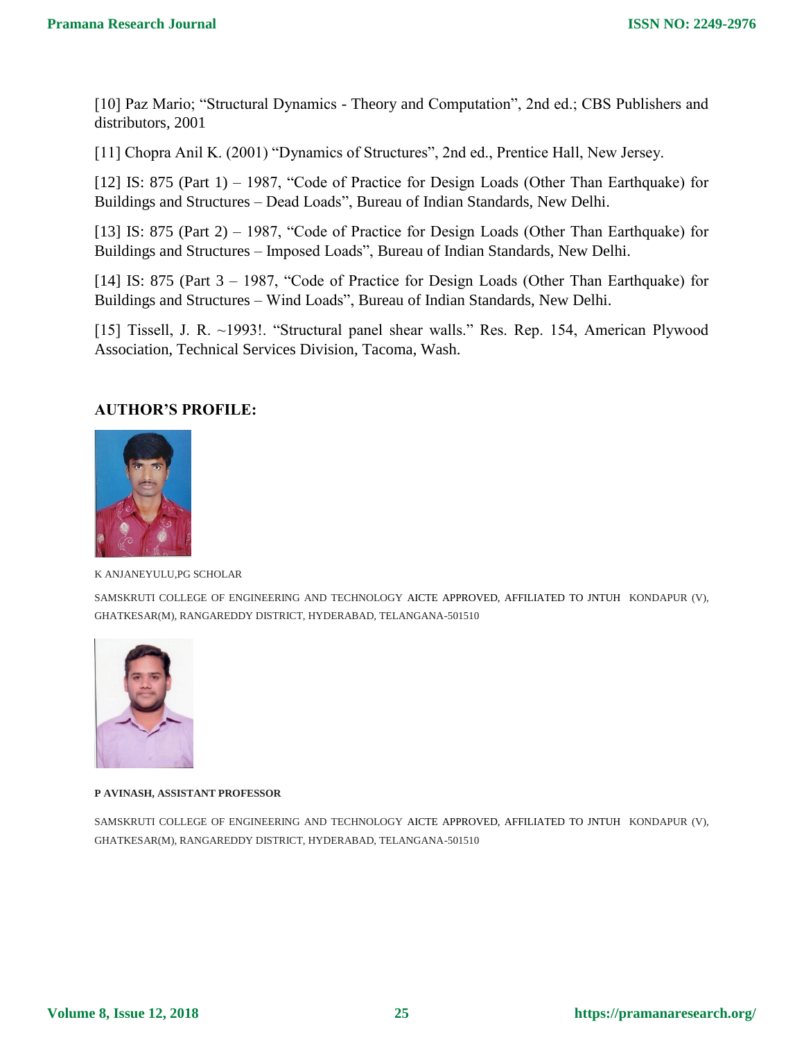[10] Paz Mario; "Structural Dynamics - Theory and Computation", 2nd ed.; CBS Publishers and distributors, 2001

[11] Chopra Anil K. (2001) "Dynamics of Structures", 2nd ed., Prentice Hall, New Jersey.

[12] IS: 875 (Part 1) – 1987, "Code of Practice for Design Loads (Other Than Earthquake) for Buildings and Structures – Dead Loads", Bureau of Indian Standards, New Delhi.

[13] IS: 875 (Part 2) – 1987, "Code of Practice for Design Loads (Other Than Earthquake) for Buildings and Structures – Imposed Loads", Bureau of Indian Standards, New Delhi.

[14] IS: 875 (Part 3 – 1987, "Code of Practice for Design Loads (Other Than Earthquake) for Buildings and Structures – Wind Loads", Bureau of Indian Standards, New Delhi.

[15] Tissell, J. R. ~1993!. "Structural panel shear walls." Res. Rep. 154, American Plywood Association, Technical Services Division, Tacoma, Wash.

## AUTHOR'S PROFILE:

K ANJANEYULU,PG SCHOLAR

SAMSKRUTI COLLEGE OF ENGINEERING AND TECHNOLOGY AICTE APPROVED, AFFILIATED TO JNTUH KONDAPUR (V), GHATKESAR(M), RANGAREDDY DISTRICT, HYDERABAD, TELANGANA-501510

**P AVINASH, ASSISTANT PROFESSOR**

SAMSKRUTI COLLEGE OF ENGINEERING AND TECHNOLOGY AICTE APPROVED, AFFILIATED TO JNTUH KONDAPUR (V), GHATKESAR(M), RANGAREDDY DISTRICT, HYDERABAD, TELANGANA-501510